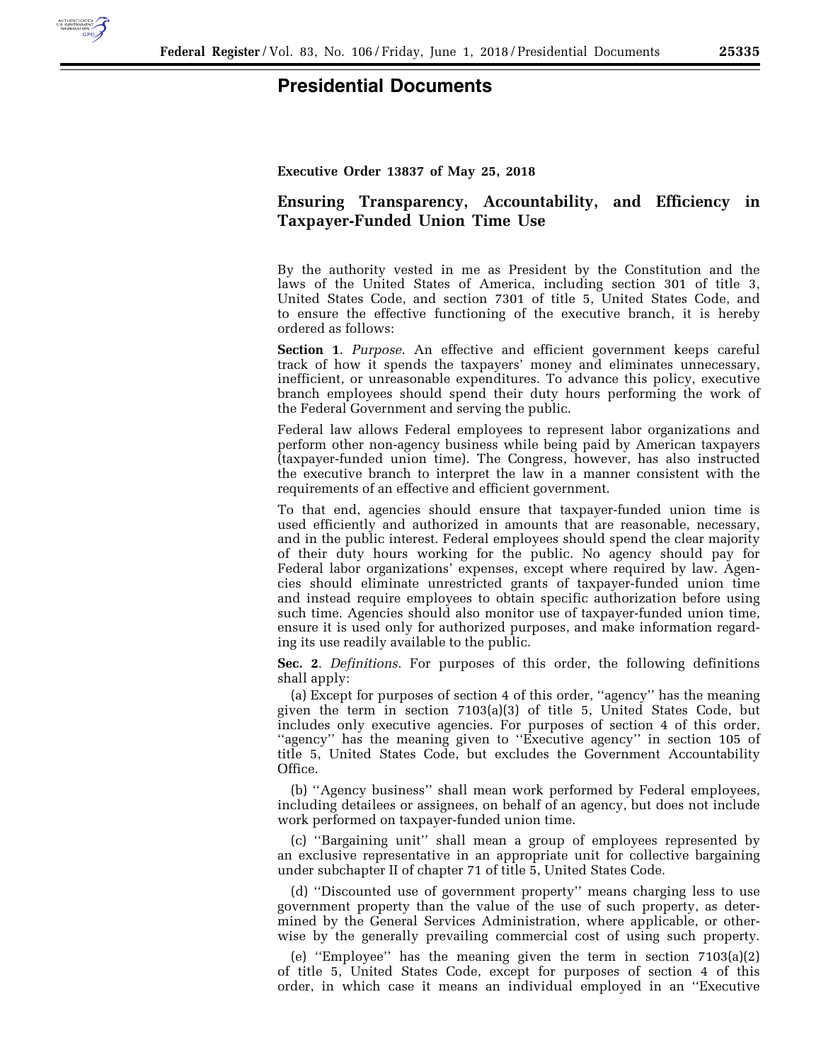# Presidential Documents

**Executive Order 13837 of May 25, 2018**

## Ensuring Transparency, Accountability, and Efficiency in Taxpayer-Funded Union Time Use

By the authority vested in me as President by the Constitution and the laws of the United States of America, including section 301 of title 3, United States Code, and section 7301 of title 5, United States Code, and to ensure the effective functioning of the executive branch, it is hereby ordered as follows:

**Section 1**. *Purpose*. An effective and efficient government keeps careful track of how it spends the taxpayers' money and eliminates unnecessary, inefficient, or unreasonable expenditures. To advance this policy, executive branch employees should spend their duty hours performing the work of the Federal Government and serving the public.

Federal law allows Federal employees to represent labor organizations and perform other non-agency business while being paid by American taxpayers (taxpayer-funded union time). The Congress, however, has also instructed the executive branch to interpret the law in a manner consistent with the requirements of an effective and efficient government.

To that end, agencies should ensure that taxpayer-funded union time is used efficiently and authorized in amounts that are reasonable, necessary, and in the public interest. Federal employees should spend the clear majority of their duty hours working for the public. No agency should pay for Federal labor organizations' expenses, except where required by law. Agencies should eliminate unrestricted grants of taxpayer-funded union time and instead require employees to obtain specific authorization before using such time. Agencies should also monitor use of taxpayer-funded union time, ensure it is used only for authorized purposes, and make information regarding its use readily available to the public.

**Sec. 2**. *Definitions*. For purposes of this order, the following definitions shall apply:

(a) Except for purposes of section 4 of this order, ''agency'' has the meaning given the term in section 7103(a)(3) of title 5, United States Code, but includes only executive agencies. For purposes of section 4 of this order, ''agency'' has the meaning given to ''Executive agency'' in section 105 of title 5, United States Code, but excludes the Government Accountability Office.

(b) ''Agency business'' shall mean work performed by Federal employees, including detailees or assignees, on behalf of an agency, but does not include work performed on taxpayer-funded union time.

(c) ''Bargaining unit'' shall mean a group of employees represented by an exclusive representative in an appropriate unit for collective bargaining under subchapter II of chapter 71 of title 5, United States Code.

(d) ''Discounted use of government property'' means charging less to use government property than the value of the use of such property, as determined by the General Services Administration, where applicable, or otherwise by the generally prevailing commercial cost of using such property.

(e) ''Employee'' has the meaning given the term in section 7103(a)(2) of title 5, United States Code, except for purposes of section 4 of this order, in which case it means an individual employed in an ''Executive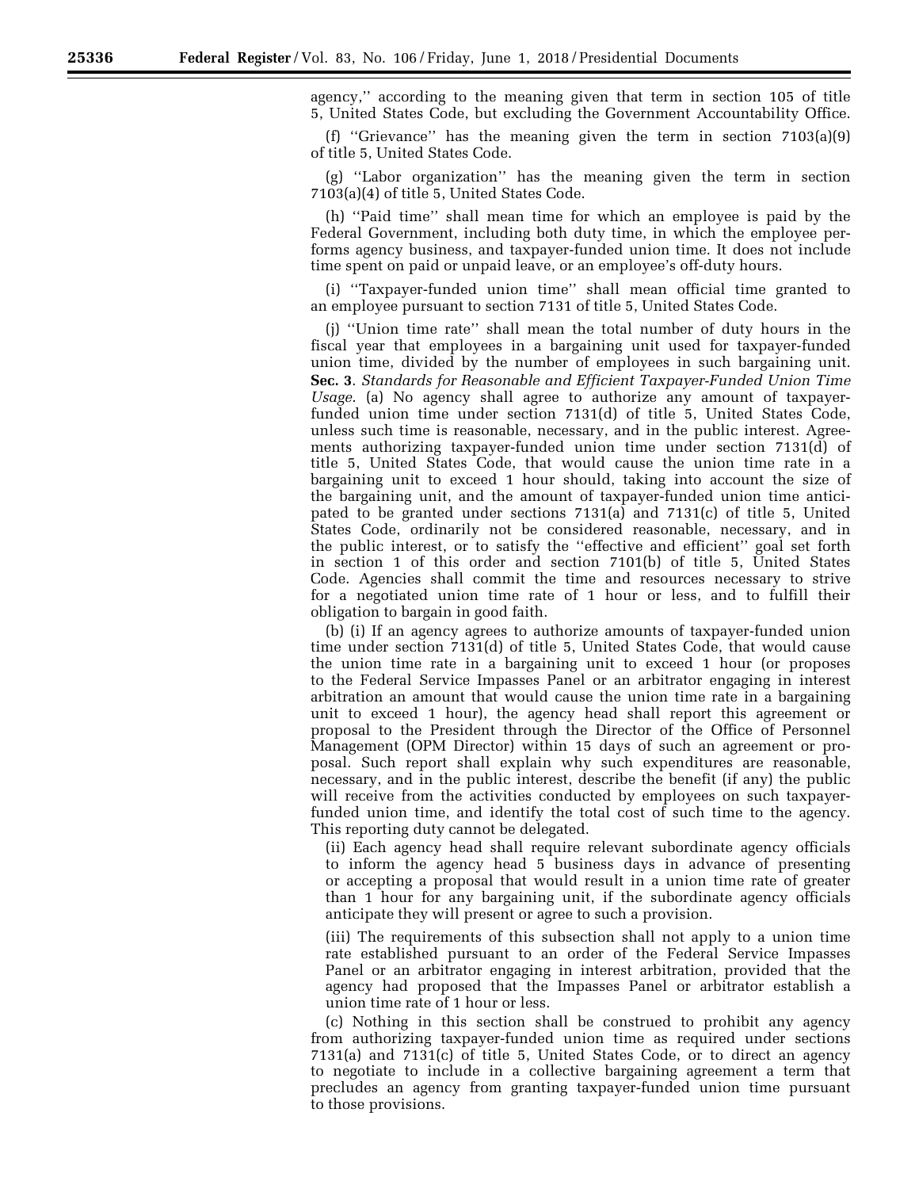agency,'' according to the meaning given that term in section 105 of title 5, United States Code, but excluding the Government Accountability Office.

(f) ''Grievance'' has the meaning given the term in section 7103(a)(9) of title 5, United States Code.

(g) ''Labor organization'' has the meaning given the term in section 7103(a)(4) of title 5, United States Code.

(h) ''Paid time'' shall mean time for which an employee is paid by the Federal Government, including both duty time, in which the employee performs agency business, and taxpayer-funded union time. It does not include time spent on paid or unpaid leave, or an employee's off-duty hours.

(i) ''Taxpayer-funded union time'' shall mean official time granted to an employee pursuant to section 7131 of title 5, United States Code.

(j) ''Union time rate'' shall mean the total number of duty hours in the fiscal year that employees in a bargaining unit used for taxpayer-funded union time, divided by the number of employees in such bargaining unit.

**Sec. 3**. *Standards for Reasonable and Efficient Taxpayer-Funded Union Time Usage*. (a) No agency shall agree to authorize any amount of taxpayer-funded union time under section 7131(d) of title 5, United States Code, unless such time is reasonable, necessary, and in the public interest. Agreements authorizing taxpayer-funded union time under section 7131(d) of title 5, United States Code, that would cause the union time rate in a bargaining unit to exceed 1 hour should, taking into account the size of the bargaining unit, and the amount of taxpayer-funded union time anticipated to be granted under sections 7131(a) and 7131(c) of title 5, United States Code, ordinarily not be considered reasonable, necessary, and in the public interest, or to satisfy the ''effective and efficient'' goal set forth in section 1 of this order and section 7101(b) of title 5, United States Code. Agencies shall commit the time and resources necessary to strive for a negotiated union time rate of 1 hour or less, and to fulfill their obligation to bargain in good faith.

(b) (i) If an agency agrees to authorize amounts of taxpayer-funded union time under section 7131(d) of title 5, United States Code, that would cause the union time rate in a bargaining unit to exceed 1 hour (or proposes to the Federal Service Impasses Panel or an arbitrator engaging in interest arbitration an amount that would cause the union time rate in a bargaining unit to exceed 1 hour), the agency head shall report this agreement or proposal to the President through the Director of the Office of Personnel Management (OPM Director) within 15 days of such an agreement or proposal. Such report shall explain why such expenditures are reasonable, necessary, and in the public interest, describe the benefit (if any) the public will receive from the activities conducted by employees on such taxpayer-funded union time, and identify the total cost of such time to the agency. This reporting duty cannot be delegated.

(ii) Each agency head shall require relevant subordinate agency officials to inform the agency head 5 business days in advance of presenting or accepting a proposal that would result in a union time rate of greater than 1 hour for any bargaining unit, if the subordinate agency officials anticipate they will present or agree to such a provision.

(iii) The requirements of this subsection shall not apply to a union time rate established pursuant to an order of the Federal Service Impasses Panel or an arbitrator engaging in interest arbitration, provided that the agency had proposed that the Impasses Panel or arbitrator establish a union time rate of 1 hour or less.

(c) Nothing in this section shall be construed to prohibit any agency from authorizing taxpayer-funded union time as required under sections 7131(a) and 7131(c) of title 5, United States Code, or to direct an agency to negotiate to include in a collective bargaining agreement a term that precludes an agency from granting taxpayer-funded union time pursuant to those provisions.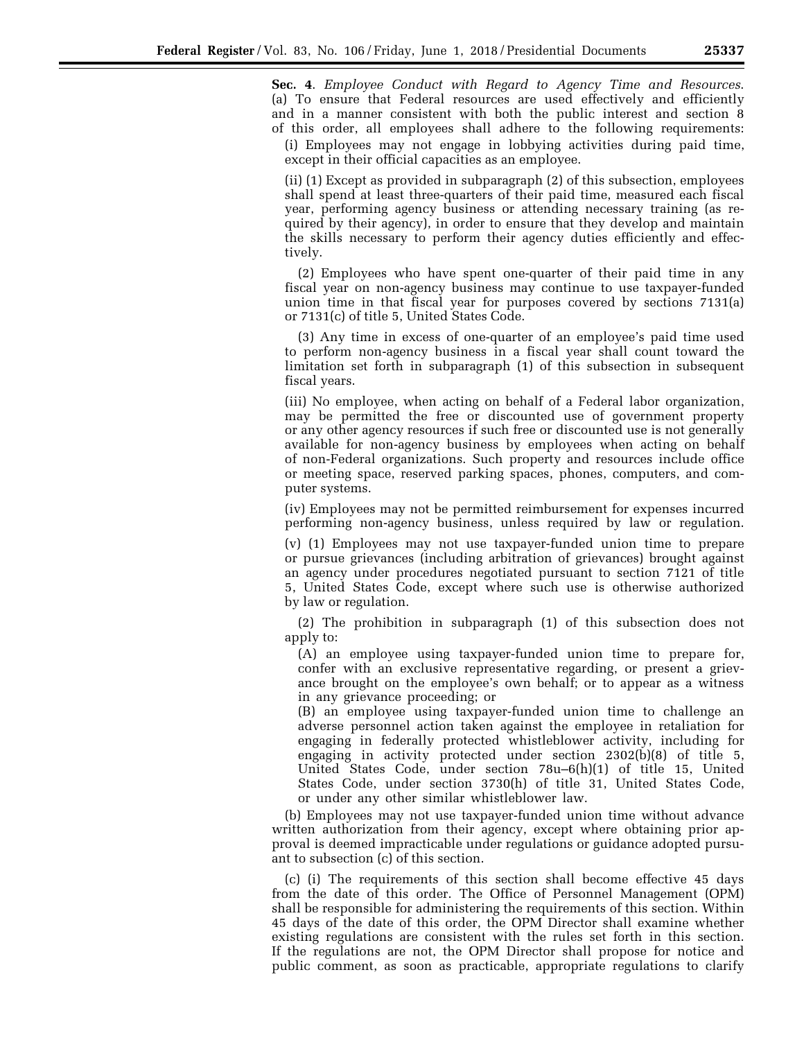**Sec. 4**. *Employee Conduct with Regard to Agency Time and Resources*. (a) To ensure that Federal resources are used effectively and efficiently and in a manner consistent with both the public interest and section 8 of this order, all employees shall adhere to the following requirements:

(i) Employees may not engage in lobbying activities during paid time, except in their official capacities as an employee.

(ii) (1) Except as provided in subparagraph (2) of this subsection, employees shall spend at least three-quarters of their paid time, measured each fiscal year, performing agency business or attending necessary training (as required by their agency), in order to ensure that they develop and maintain the skills necessary to perform their agency duties efficiently and effectively.

(2) Employees who have spent one-quarter of their paid time in any fiscal year on non-agency business may continue to use taxpayer-funded union time in that fiscal year for purposes covered by sections 7131(a) or 7131(c) of title 5, United States Code.

(3) Any time in excess of one-quarter of an employee's paid time used to perform non-agency business in a fiscal year shall count toward the limitation set forth in subparagraph (1) of this subsection in subsequent fiscal years.

(iii) No employee, when acting on behalf of a Federal labor organization, may be permitted the free or discounted use of government property or any other agency resources if such free or discounted use is not generally available for non-agency business by employees when acting on behalf of non-Federal organizations. Such property and resources include office or meeting space, reserved parking spaces, phones, computers, and computer systems.

(iv) Employees may not be permitted reimbursement for expenses incurred performing non-agency business, unless required by law or regulation.

(v) (1) Employees may not use taxpayer-funded union time to prepare or pursue grievances (including arbitration of grievances) brought against an agency under procedures negotiated pursuant to section 7121 of title 5, United States Code, except where such use is otherwise authorized by law or regulation.

(2) The prohibition in subparagraph (1) of this subsection does not apply to:

(A) an employee using taxpayer-funded union time to prepare for, confer with an exclusive representative regarding, or present a grievance brought on the employee's own behalf; or to appear as a witness in any grievance proceeding; or

(B) an employee using taxpayer-funded union time to challenge an adverse personnel action taken against the employee in retaliation for engaging in federally protected whistleblower activity, including for engaging in activity protected under section 2302(b)(8) of title 5, United States Code, under section 78u–6(h)(1) of title 15, United States Code, under section 3730(h) of title 31, United States Code, or under any other similar whistleblower law.

(b) Employees may not use taxpayer-funded union time without advance written authorization from their agency, except where obtaining prior approval is deemed impracticable under regulations or guidance adopted pursuant to subsection (c) of this section.

(c) (i) The requirements of this section shall become effective 45 days from the date of this order. The Office of Personnel Management (OPM) shall be responsible for administering the requirements of this section. Within 45 days of the date of this order, the OPM Director shall examine whether existing regulations are consistent with the rules set forth in this section. If the regulations are not, the OPM Director shall propose for notice and public comment, as soon as practicable, appropriate regulations to clarify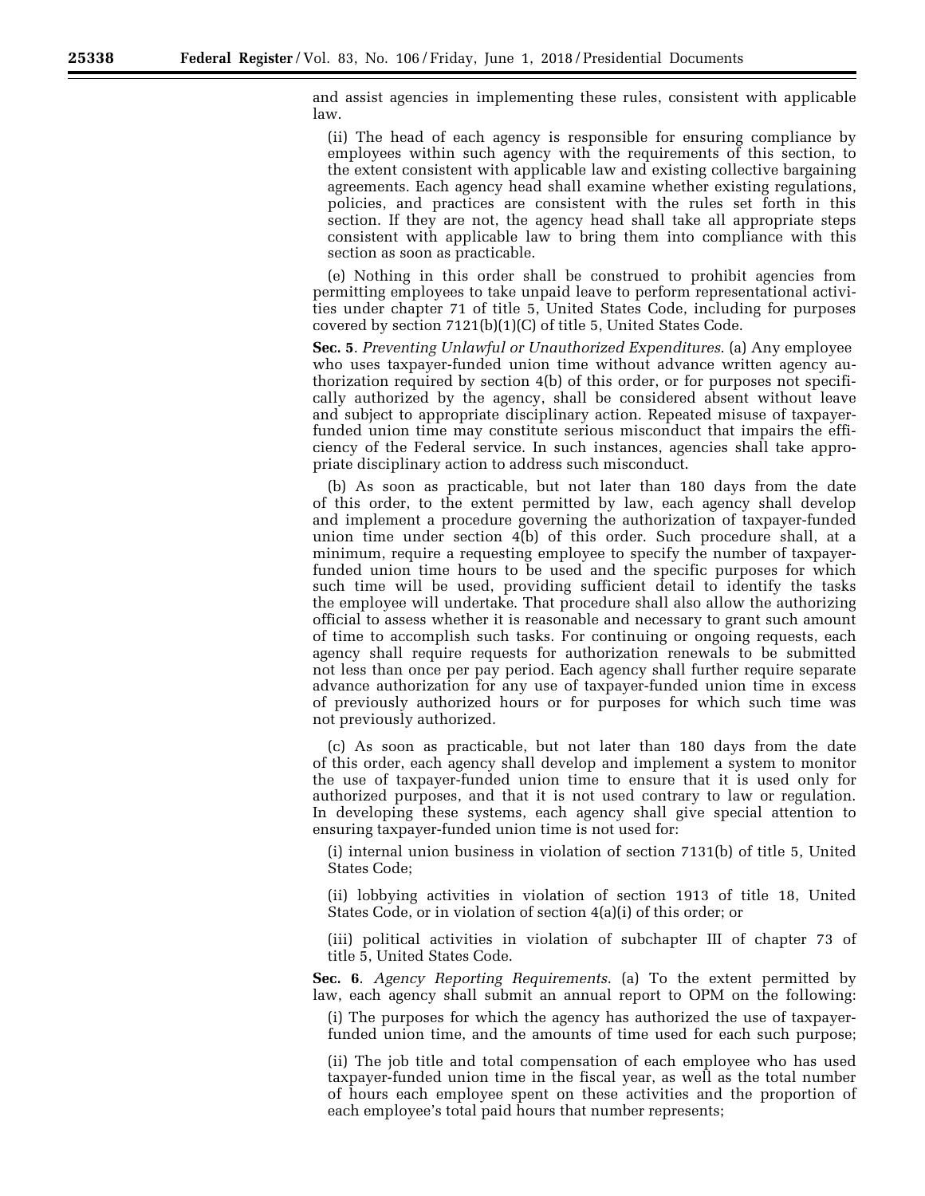and assist agencies in implementing these rules, consistent with applicable law.

(ii) The head of each agency is responsible for ensuring compliance by employees within such agency with the requirements of this section, to the extent consistent with applicable law and existing collective bargaining agreements. Each agency head shall examine whether existing regulations, policies, and practices are consistent with the rules set forth in this section. If they are not, the agency head shall take all appropriate steps consistent with applicable law to bring them into compliance with this section as soon as practicable.

(e) Nothing in this order shall be construed to prohibit agencies from permitting employees to take unpaid leave to perform representational activities under chapter 71 of title 5, United States Code, including for purposes covered by section 7121(b)(1)(C) of title 5, United States Code.

**Sec. 5**. *Preventing Unlawful or Unauthorized Expenditures*. (a) Any employee who uses taxpayer-funded union time without advance written agency authorization required by section 4(b) of this order, or for purposes not specifically authorized by the agency, shall be considered absent without leave and subject to appropriate disciplinary action. Repeated misuse of taxpayer-funded union time may constitute serious misconduct that impairs the efficiency of the Federal service. In such instances, agencies shall take appropriate disciplinary action to address such misconduct.

(b) As soon as practicable, but not later than 180 days from the date of this order, to the extent permitted by law, each agency shall develop and implement a procedure governing the authorization of taxpayer-funded union time under section 4(b) of this order. Such procedure shall, at a minimum, require a requesting employee to specify the number of taxpayer-funded union time hours to be used and the specific purposes for which such time will be used, providing sufficient detail to identify the tasks the employee will undertake. That procedure shall also allow the authorizing official to assess whether it is reasonable and necessary to grant such amount of time to accomplish such tasks. For continuing or ongoing requests, each agency shall require requests for authorization renewals to be submitted not less than once per pay period. Each agency shall further require separate advance authorization for any use of taxpayer-funded union time in excess of previously authorized hours or for purposes for which such time was not previously authorized.

(c) As soon as practicable, but not later than 180 days from the date of this order, each agency shall develop and implement a system to monitor the use of taxpayer-funded union time to ensure that it is used only for authorized purposes, and that it is not used contrary to law or regulation. In developing these systems, each agency shall give special attention to ensuring taxpayer-funded union time is not used for:

(i) internal union business in violation of section 7131(b) of title 5, United States Code;

(ii) lobbying activities in violation of section 1913 of title 18, United States Code, or in violation of section 4(a)(i) of this order; or

(iii) political activities in violation of subchapter III of chapter 73 of title 5, United States Code.

**Sec. 6**. *Agency Reporting Requirements*. (a) To the extent permitted by law, each agency shall submit an annual report to OPM on the following:

(i) The purposes for which the agency has authorized the use of taxpayer-funded union time, and the amounts of time used for each such purpose;

(ii) The job title and total compensation of each employee who has used taxpayer-funded union time in the fiscal year, as well as the total number of hours each employee spent on these activities and the proportion of each employee's total paid hours that number represents;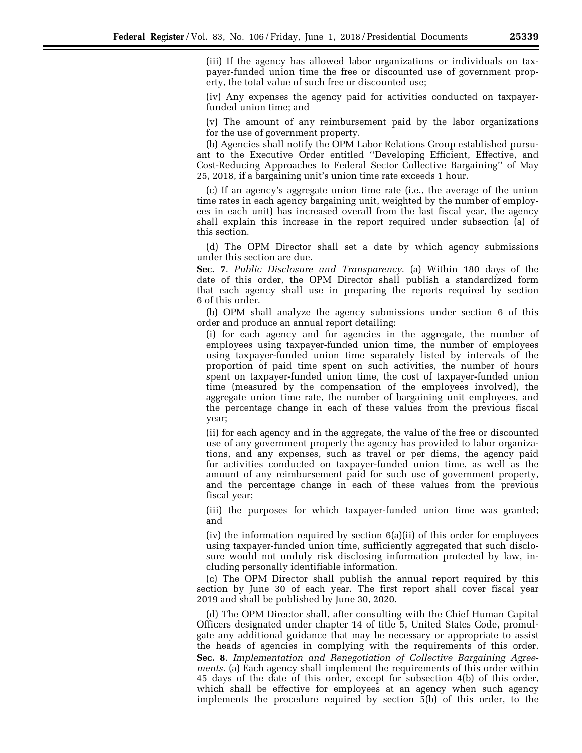(iii) If the agency has allowed labor organizations or individuals on taxpayer-funded union time the free or discounted use of government property, the total value of such free or discounted use;

(iv) Any expenses the agency paid for activities conducted on taxpayer-funded union time; and

(v) The amount of any reimbursement paid by the labor organizations for the use of government property.

(b) Agencies shall notify the OPM Labor Relations Group established pursuant to the Executive Order entitled ''Developing Efficient, Effective, and Cost-Reducing Approaches to Federal Sector Collective Bargaining'' of May 25, 2018, if a bargaining unit's union time rate exceeds 1 hour.

(c) If an agency's aggregate union time rate (i.e., the average of the union time rates in each agency bargaining unit, weighted by the number of employees in each unit) has increased overall from the last fiscal year, the agency shall explain this increase in the report required under subsection (a) of this section.

(d) The OPM Director shall set a date by which agency submissions under this section are due.

**Sec. 7**. *Public Disclosure and Transparency*. (a) Within 180 days of the date of this order, the OPM Director shall publish a standardized form that each agency shall use in preparing the reports required by section 6 of this order.

(b) OPM shall analyze the agency submissions under section 6 of this order and produce an annual report detailing:

(i) for each agency and for agencies in the aggregate, the number of employees using taxpayer-funded union time, the number of employees using taxpayer-funded union time separately listed by intervals of the proportion of paid time spent on such activities, the number of hours spent on taxpayer-funded union time, the cost of taxpayer-funded union time (measured by the compensation of the employees involved), the aggregate union time rate, the number of bargaining unit employees, and the percentage change in each of these values from the previous fiscal year;

(ii) for each agency and in the aggregate, the value of the free or discounted use of any government property the agency has provided to labor organizations, and any expenses, such as travel or per diems, the agency paid for activities conducted on taxpayer-funded union time, as well as the amount of any reimbursement paid for such use of government property, and the percentage change in each of these values from the previous fiscal year;

(iii) the purposes for which taxpayer-funded union time was granted; and

(iv) the information required by section 6(a)(ii) of this order for employees using taxpayer-funded union time, sufficiently aggregated that such disclosure would not unduly risk disclosing information protected by law, including personally identifiable information.

(c) The OPM Director shall publish the annual report required by this section by June 30 of each year. The first report shall cover fiscal year 2019 and shall be published by June 30, 2020.

(d) The OPM Director shall, after consulting with the Chief Human Capital Officers designated under chapter 14 of title 5, United States Code, promulgate any additional guidance that may be necessary or appropriate to assist the heads of agencies in complying with the requirements of this order.

**Sec. 8**. *Implementation and Renegotiation of Collective Bargaining Agreements*. (a) Each agency shall implement the requirements of this order within 45 days of the date of this order, except for subsection 4(b) of this order, which shall be effective for employees at an agency when such agency implements the procedure required by section 5(b) of this order, to the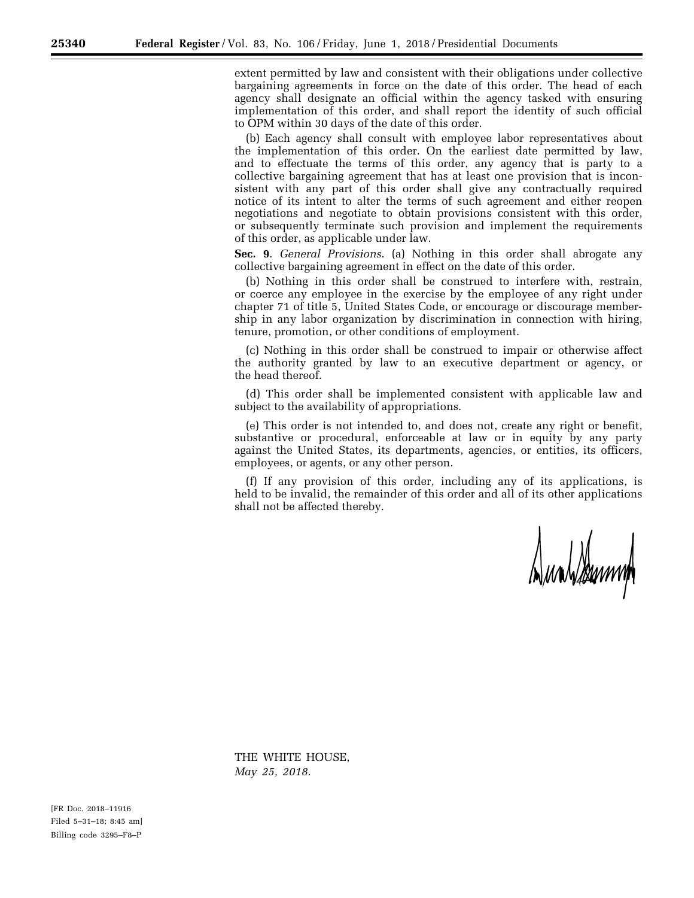extent permitted by law and consistent with their obligations under collective bargaining agreements in force on the date of this order. The head of each agency shall designate an official within the agency tasked with ensuring implementation of this order, and shall report the identity of such official to OPM within 30 days of the date of this order.

(b) Each agency shall consult with employee labor representatives about the implementation of this order. On the earliest date permitted by law, and to effectuate the terms of this order, any agency that is party to a collective bargaining agreement that has at least one provision that is inconsistent with any part of this order shall give any contractually required notice of its intent to alter the terms of such agreement and either reopen negotiations and negotiate to obtain provisions consistent with this order, or subsequently terminate such provision and implement the requirements of this order, as applicable under law.

**Sec. 9**. *General Provisions.* (a) Nothing in this order shall abrogate any collective bargaining agreement in effect on the date of this order.

(b) Nothing in this order shall be construed to interfere with, restrain, or coerce any employee in the exercise by the employee of any right under chapter 71 of title 5, United States Code, or encourage or discourage membership in any labor organization by discrimination in connection with hiring, tenure, promotion, or other conditions of employment.

(c) Nothing in this order shall be construed to impair or otherwise affect the authority granted by law to an executive department or agency, or the head thereof.

(d) This order shall be implemented consistent with applicable law and subject to the availability of appropriations.

(e) This order is not intended to, and does not, create any right or benefit, substantive or procedural, enforceable at law or in equity by any party against the United States, its departments, agencies, or entities, its officers, employees, or agents, or any other person.

(f) If any provision of this order, including any of its applications, is held to be invalid, the remainder of this order and all of its other applications shall not be affected thereby.

THE WHITE HOUSE,
*May 25, 2018.*

[FR Doc. 2018–11916
Filed 5–31–18; 8:45 am]
Billing code 3295–F8–P